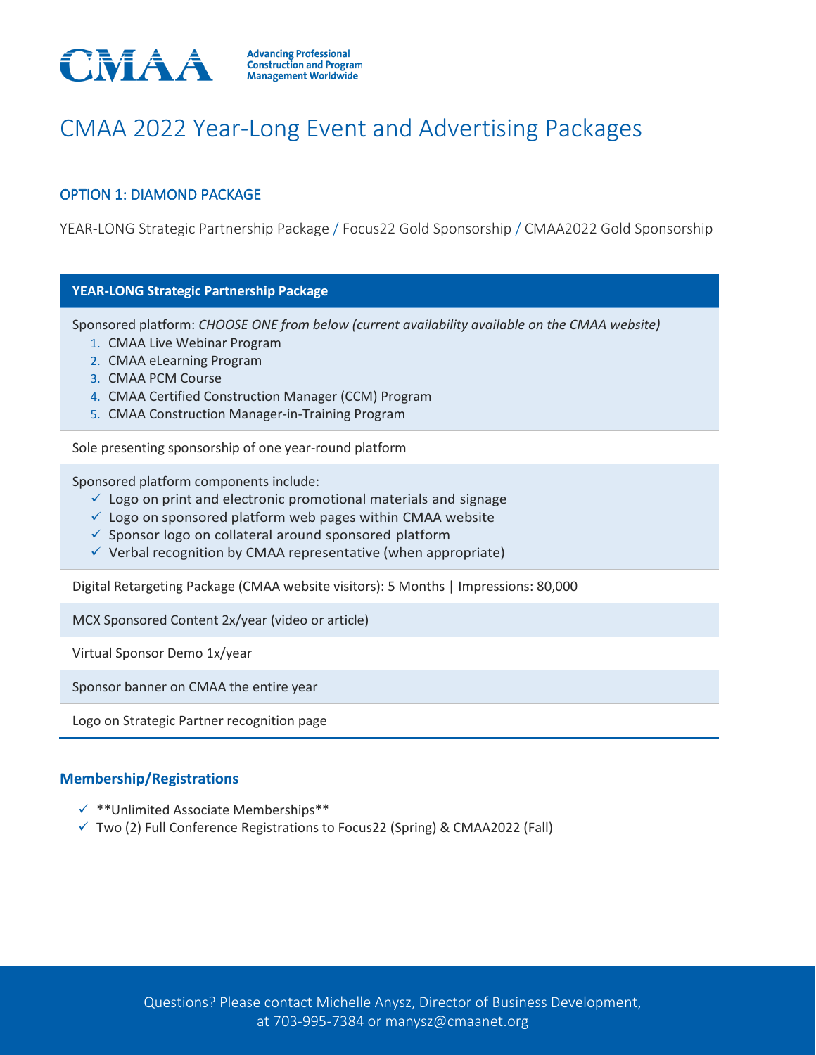CMAA | Advancing Professional Construction and Program Management Worldwide

# CMAA 2022 Year-Long Event and Advertising Packages

## OPTION 1: DIAMOND PACKAGE

YEAR-LONG Strategic Partnership Package / Focus22 Gold Sponsorship / CMAA2022 Gold Sponsorship

| YEAR-LONG Strategic Partnership Package |
| --- |
| Sponsored platform: *CHOOSE ONE from below (current availability available on the CMAA website)*<br>1. CMAA Live Webinar Program<br>2. CMAA eLearning Program<br>3. CMAA PCM Course<br>4. CMAA Certified Construction Manager (CCM) Program<br>5. CMAA Construction Manager-in-Training Program |
| Sole presenting sponsorship of one year-round platform |
| Sponsored platform components include:<br>✓ Logo on print and electronic promotional materials and signage<br>✓ Logo on sponsored platform web pages within CMAA website<br>✓ Sponsor logo on collateral around sponsored platform<br>✓ Verbal recognition by CMAA representative (when appropriate) |
| Digital Retargeting Package (CMAA website visitors): 5 Months \| Impressions: 80,000 |
| MCX Sponsored Content 2x/year (video or article) |
| Virtual Sponsor Demo 1x/year |
| Sponsor banner on CMAA the entire year |
| Logo on Strategic Partner recognition page |

### Membership/Registrations

- ✓ **Unlimited Associate Memberships**
- ✓ Two (2) Full Conference Registrations to Focus22 (Spring) & CMAA2022 (Fall)

Questions? Please contact Michelle Anysz, Director of Business Development, at 703-995-7384 or manysz@cmaanet.org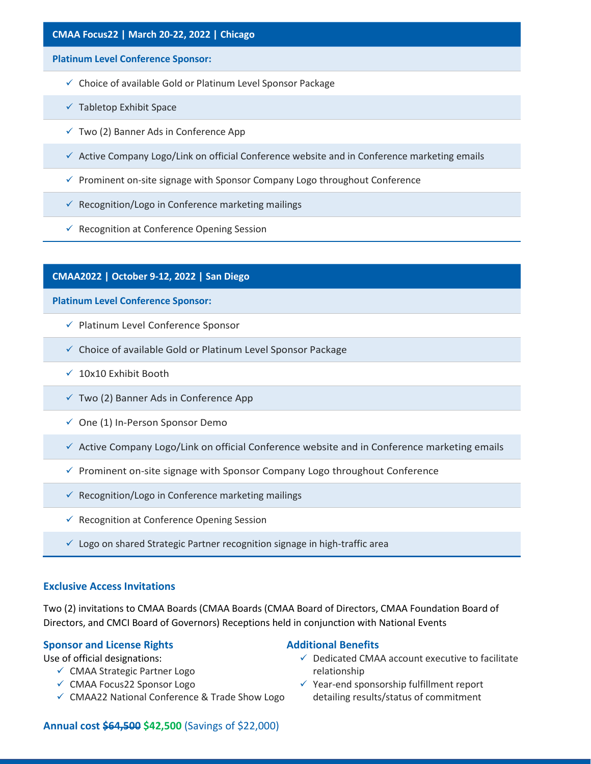## CMAA Focus22 | March 20-22, 2022 | Chicago

**Platinum Level Conference Sponsor:**

- ✓ Choice of available Gold or Platinum Level Sponsor Package
- ✓ Tabletop Exhibit Space
- ✓ Two (2) Banner Ads in Conference App
- ✓ Active Company Logo/Link on official Conference website and in Conference marketing emails
- ✓ Prominent on-site signage with Sponsor Company Logo throughout Conference
- ✓ Recognition/Logo in Conference marketing mailings
- ✓ Recognition at Conference Opening Session

## CMAA2022 | October 9-12, 2022 | San Diego

**Platinum Level Conference Sponsor:**

- ✓ Platinum Level Conference Sponsor
- ✓ Choice of available Gold or Platinum Level Sponsor Package
- ✓ 10x10 Exhibit Booth
- ✓ Two (2) Banner Ads in Conference App
- ✓ One (1) In-Person Sponsor Demo
- ✓ Active Company Logo/Link on official Conference website and in Conference marketing emails
- ✓ Prominent on-site signage with Sponsor Company Logo throughout Conference
- ✓ Recognition/Logo in Conference marketing mailings
- ✓ Recognition at Conference Opening Session
- ✓ Logo on shared Strategic Partner recognition signage in high-traffic area

### Exclusive Access Invitations

Two (2) invitations to CMAA Boards (CMAA Boards (CMAA Board of Directors, CMAA Foundation Board of Directors, and CMCI Board of Governors) Receptions held in conjunction with National Events

### Sponsor and License Rights

Use of official designations:

- ✓ CMAA Strategic Partner Logo
- ✓ CMAA Focus22 Sponsor Logo
- ✓ CMAA22 National Conference & Trade Show Logo

### Additional Benefits

- ✓ Dedicated CMAA account executive to facilitate relationship
- ✓ Year-end sponsorship fulfillment report detailing results/status of commitment

**Annual cost ~~$64,500~~ $42,500** (Savings of $22,000)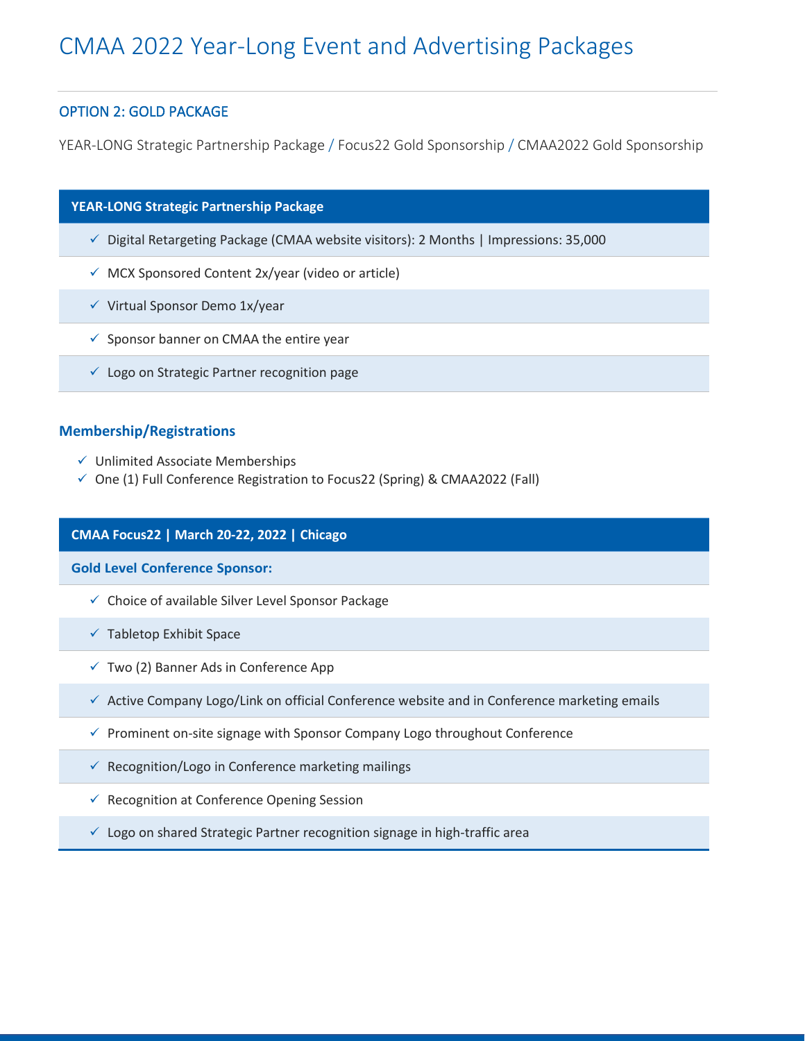# CMAA 2022 Year-Long Event and Advertising Packages

## OPTION 2: GOLD PACKAGE

YEAR-LONG Strategic Partnership Package / Focus22 Gold Sponsorship / CMAA2022 Gold Sponsorship

### YEAR-LONG Strategic Partnership Package

- ✓ Digital Retargeting Package (CMAA website visitors): 2 Months | Impressions: 35,000
- ✓ MCX Sponsored Content 2x/year (video or article)
- ✓ Virtual Sponsor Demo 1x/year
- ✓ Sponsor banner on CMAA the entire year
- ✓ Logo on Strategic Partner recognition page

### Membership/Registrations

- ✓ Unlimited Associate Memberships
- ✓ One (1) Full Conference Registration to Focus22 (Spring) & CMAA2022 (Fall)

### CMAA Focus22 | March 20-22, 2022 | Chicago

**Gold Level Conference Sponsor:**

- ✓ Choice of available Silver Level Sponsor Package
- ✓ Tabletop Exhibit Space
- ✓ Two (2) Banner Ads in Conference App
- ✓ Active Company Logo/Link on official Conference website and in Conference marketing emails
- ✓ Prominent on-site signage with Sponsor Company Logo throughout Conference
- ✓ Recognition/Logo in Conference marketing mailings
- ✓ Recognition at Conference Opening Session
- ✓ Logo on shared Strategic Partner recognition signage in high-traffic area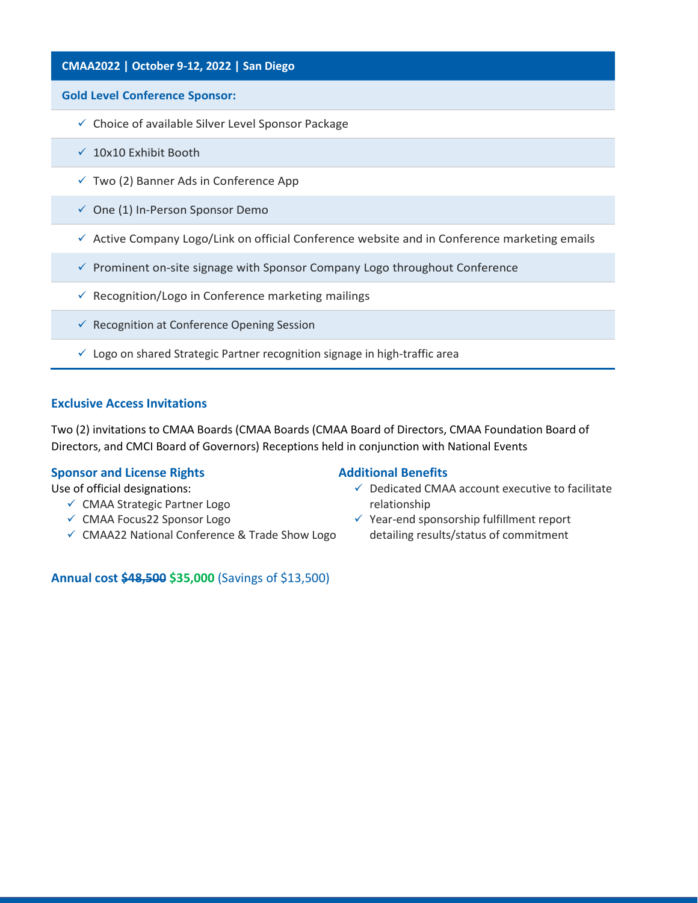**CMAA2022 | October 9-12, 2022 | San Diego**

**Gold Level Conference Sponsor:**

- ✓ Choice of available Silver Level Sponsor Package
- ✓ 10x10 Exhibit Booth
- ✓ Two (2) Banner Ads in Conference App
- ✓ One (1) In-Person Sponsor Demo
- ✓ Active Company Logo/Link on official Conference website and in Conference marketing emails
- ✓ Prominent on-site signage with Sponsor Company Logo throughout Conference
- ✓ Recognition/Logo in Conference marketing mailings
- ✓ Recognition at Conference Opening Session
- ✓ Logo on shared Strategic Partner recognition signage in high-traffic area

### Exclusive Access Invitations

Two (2) invitations to CMAA Boards (CMAA Boards (CMAA Board of Directors, CMAA Foundation Board of Directors, and CMCI Board of Governors) Receptions held in conjunction with National Events

### Sponsor and License Rights

Use of official designations:

- ✓ CMAA Strategic Partner Logo
- ✓ CMAA Focus22 Sponsor Logo
- ✓ CMAA22 National Conference & Trade Show Logo

### Additional Benefits

- ✓ Dedicated CMAA account executive to facilitate relationship
- ✓ Year-end sponsorship fulfillment report detailing results/status of commitment

**Annual cost ~~$48,500~~ $35,000** (Savings of $13,500)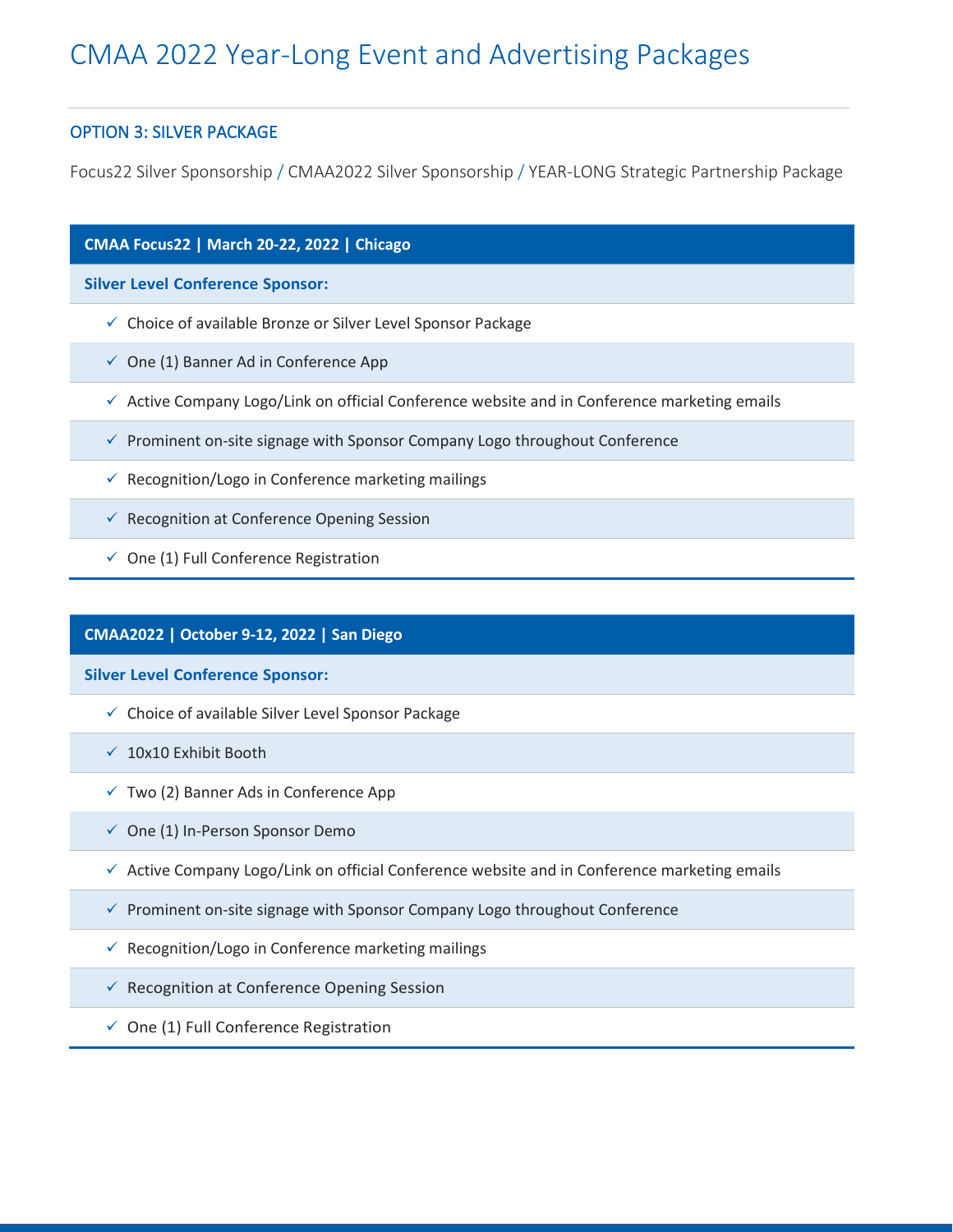# CMAA 2022 Year-Long Event and Advertising Packages

## OPTION 3: SILVER PACKAGE

Focus22 Silver Sponsorship / CMAA2022 Silver Sponsorship / YEAR-LONG Strategic Partnership Package

### CMAA Focus22 | March 20-22, 2022 | Chicago

**Silver Level Conference Sponsor:**

- ✓ Choice of available Bronze or Silver Level Sponsor Package
- ✓ One (1) Banner Ad in Conference App
- ✓ Active Company Logo/Link on official Conference website and in Conference marketing emails
- ✓ Prominent on-site signage with Sponsor Company Logo throughout Conference
- ✓ Recognition/Logo in Conference marketing mailings
- ✓ Recognition at Conference Opening Session
- ✓ One (1) Full Conference Registration

### CMAA2022 | October 9-12, 2022 | San Diego

**Silver Level Conference Sponsor:**

- ✓ Choice of available Silver Level Sponsor Package
- ✓ 10x10 Exhibit Booth
- ✓ Two (2) Banner Ads in Conference App
- ✓ One (1) In-Person Sponsor Demo
- ✓ Active Company Logo/Link on official Conference website and in Conference marketing emails
- ✓ Prominent on-site signage with Sponsor Company Logo throughout Conference
- ✓ Recognition/Logo in Conference marketing mailings
- ✓ Recognition at Conference Opening Session
- ✓ One (1) Full Conference Registration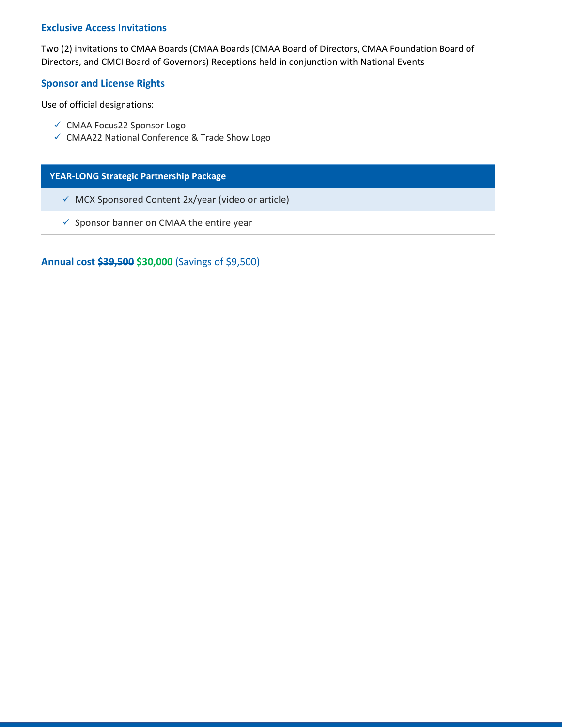### Exclusive Access Invitations

Two (2) invitations to CMAA Boards (CMAA Boards (CMAA Board of Directors, CMAA Foundation Board of Directors, and CMCI Board of Governors) Receptions held in conjunction with National Events

### Sponsor and License Rights

Use of official designations:

- ✓ CMAA Focus22 Sponsor Logo
- ✓ CMAA22 National Conference & Trade Show Logo

| YEAR-LONG Strategic Partnership Package |
| --- |
| ✓ MCX Sponsored Content 2x/year (video or article) |
| ✓ Sponsor banner on CMAA the entire year |

**Annual cost ~~$39,500~~ $30,000** (Savings of $9,500)